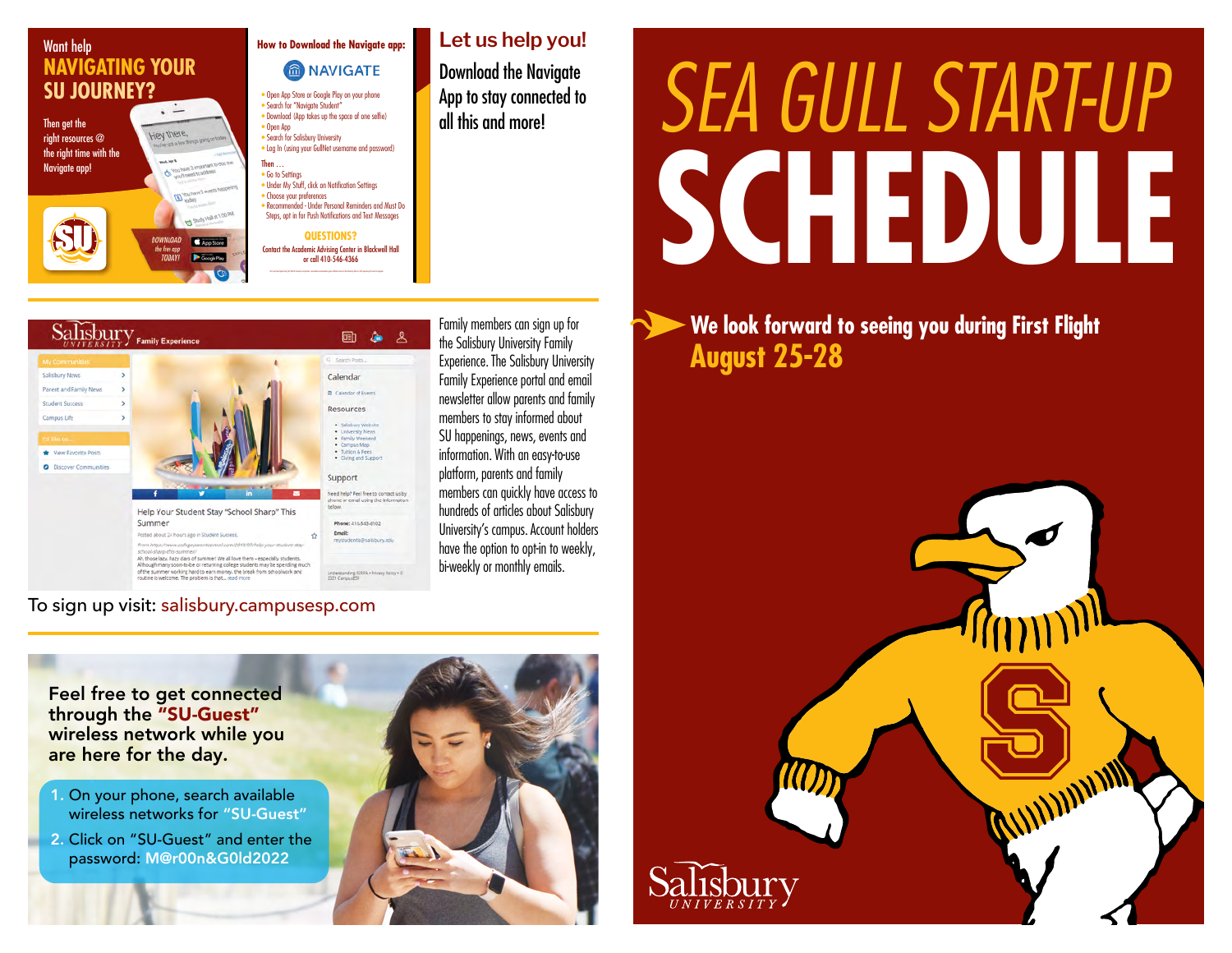Want help

## NAVIGATING YOUR SU JOURNEY?

Then get the right resources @ the right time with the Navigate app!

DOWNLOAD the free app TODAY!

### How to Download the Navigate app:

NAVIGATE

- Open App Store or Google Play on your phone
- Search for "Navigate Student"
- Download (App takes up the space of one selfie)
- Open App
- Search for Salisbury University
- Log In (using your GullNet username and password)

Then …

- Go to Settings
- Under My Stuff, click on Notification Settings
- Choose your preferences
- Recommended - Under Personal Reminders and Must Do Steps, opt in for Push Notifications and Text Messages

**QUESTIONS?**

Contact the Academic Advising Center in Blackwell Hall or call 410-546-4366

## Let us help you!

Download the Navigate App to stay connected to all this and more!

Family members can sign up for the Salisbury University Family Experience. The Salisbury University Family Experience portal and email newsletter allow parents and family members to stay informed about SU happenings, news, events and information. With an easy-to-use platform, parents and family members can quickly have access to hundreds of articles about Salisbury University's campus. Account holders have the option to opt-in to weekly, bi-weekly or monthly emails.

To sign up visit: salisbury.campusesp.com

Feel free to get connected through the **"SU-Guest"** wireless network while you are here for the day.

1. On your phone, search available wireless networks for "SU-Guest"
2. Click on "SU-Guest" and enter the password: M@r00n&G0ld2022

# SEA GULL START-UP SCHEDULE

**We look forward to seeing you during First Flight August 25-28**

Salisbury UNIVERSITY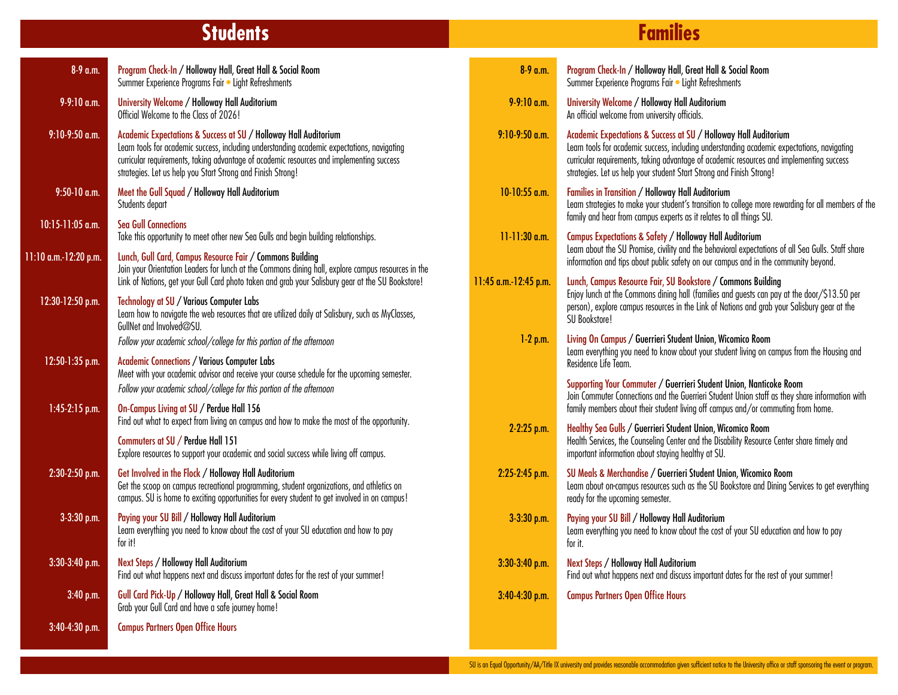# Students

**8-9 a.m.**
Program Check-In / Holloway Hall, Great Hall & Social Room
Summer Experience Programs Fair • Light Refreshments

**9-9:10 a.m.**
University Welcome / Holloway Hall Auditorium
Official Welcome to the Class of 2026!

**9:10-9:50 a.m.**
Academic Expectations & Success at SU / Holloway Hall Auditorium
Learn tools for academic success, including understanding academic expectations, navigating curricular requirements, taking advantage of academic resources and implementing success strategies. Let us help you Start Strong and Finish Strong!

**9:50-10 a.m.**
Meet the Gull Squad / Holloway Hall Auditorium
Students depart

**10:15-11:05 a.m.**
Sea Gull Connections
Take this opportunity to meet other new Sea Gulls and begin building relationships.

**11:10 a.m.-12:20 p.m.**
Lunch, Gull Card, Campus Resource Fair / Commons Building
Join your Orientation Leaders for lunch at the Commons dining hall, explore campus resources in the Link of Nations, get your Gull Card photo taken and grab your Salisbury gear at the SU Bookstore!

**12:30-12:50 p.m.**
Technology at SU / Various Computer Labs
Learn how to navigate the web resources that are utilized daily at Salisbury, such as MyClasses, GullNet and Involved@SU.
*Follow your academic school/college for this portion of the afternoon*

**12:50-1:35 p.m.**
Academic Connections / Various Computer Labs
Meet with your academic advisor and receive your course schedule for the upcoming semester.
*Follow your academic school/college for this portion of the afternoon*

**1:45-2:15 p.m.**
On-Campus Living at SU / Perdue Hall 156
Find out what to expect from living on campus and how to make the most of the opportunity.

Commuters at SU / Perdue Hall 151
Explore resources to support your academic and social success while living off campus.

**2:30-2:50 p.m.**
Get Involved in the Flock / Holloway Hall Auditorium
Get the scoop on campus recreational programming, student organizations, and athletics on campus. SU is home to exciting opportunities for every student to get involved in on campus!

**3-3:30 p.m.**
Paying your SU Bill / Holloway Hall Auditorium
Learn everything you need to know about the cost of your SU education and how to pay for it!

**3:30-3:40 p.m.**
Next Steps / Holloway Hall Auditorium
Find out what happens next and discuss important dates for the rest of your summer!

**3:40 p.m.**
Gull Card Pick-Up / Holloway Hall, Great Hall & Social Room
Grab your Gull Card and have a safe journey home!

**3:40-4:30 p.m.**
Campus Partners Open Office Hours

# Families

**8-9 a.m.**
Program Check-In / Holloway Hall, Great Hall & Social Room
Summer Experience Programs Fair • Light Refreshments

**9-9:10 a.m.**
University Welcome / Holloway Hall Auditorium
An official welcome from university officials.

**9:10-9:50 a.m.**
Academic Expectations & Success at SU / Holloway Hall Auditorium
Learn tools for academic success, including understanding academic expectations, navigating curricular requirements, taking advantage of academic resources and implementing success strategies. Let us help your student Start Strong and Finish Strong!

**10-10:55 a.m.**
Families in Transition / Holloway Hall Auditorium
Learn strategies to make your student's transition to college more rewarding for all members of the family and hear from campus experts as it relates to all things SU.

**11-11:30 a.m.**
Campus Expectations & Safety / Holloway Hall Auditorium
Learn about the SU Promise, civility and the behavioral expectations of all Sea Gulls. Staff share information and tips about public safety on our campus and in the community beyond.

**11:45 a.m.-12:45 p.m.**
Lunch, Campus Resource Fair, SU Bookstore / Commons Building
Enjoy lunch at the Commons dining hall (families and guests can pay at the door/$13.50 per person), explore campus resources in the Link of Nations and grab your Salisbury gear at the SU Bookstore!

**1-2 p.m.**
Living On Campus / Guerrieri Student Union, Wicomico Room
Learn everything you need to know about your student living on campus from the Housing and Residence Life Team.

Supporting Your Commuter / Guerrieri Student Union, Nanticoke Room
Join Commuter Connections and the Guerrieri Student Union staff as they share information with family members about their student living off campus and/or commuting from home.

**2-2:25 p.m.**
Healthy Sea Gulls / Guerrieri Student Union, Wicomico Room
Health Services, the Counseling Center and the Disability Resource Center share timely and important information about staying healthy at SU.

**2:25-2:45 p.m.**
SU Meals & Merchandise / Guerrieri Student Union, Wicomico Room
Learn about on-campus resources such as the SU Bookstore and Dining Services to get everything ready for the upcoming semester.

**3-3:30 p.m.**
Paying your SU Bill / Holloway Hall Auditorium
Learn everything you need to know about the cost of your SU education and how to pay for it.

**3:30-3:40 p.m.**
Next Steps / Holloway Hall Auditorium
Find out what happens next and discuss important dates for the rest of your summer!

**3:40-4:30 p.m.**
Campus Partners Open Office Hours

SU is an Equal Opportunity/AA/Title IX university and provides reasonable accommodation given sufficient notice to the University office or staff sponsoring the event or program.